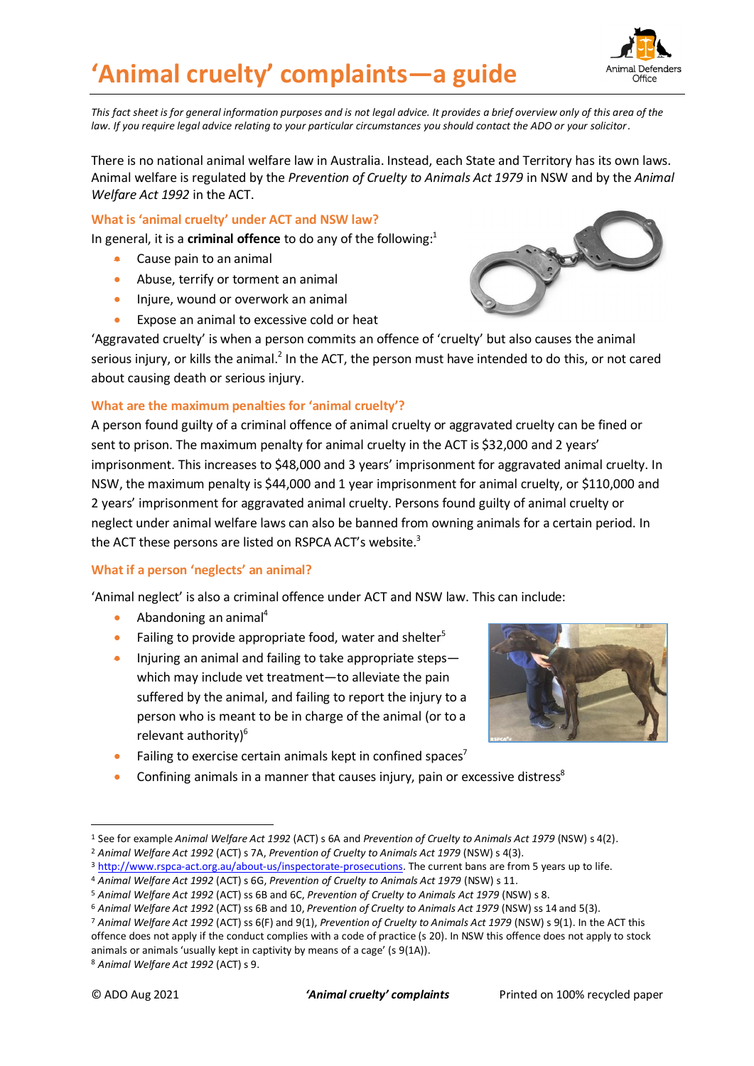# 'Animal cruelty' complaints—a guide

Animal Defenders Office

*This fact sheet is for general information purposes and is not legal advice. It provides a brief overview only of this area of the law. If you require legal advice relating to your particular circumstances you should contact the ADO or your solicitor.*

There is no national animal welfare law in Australia. Instead, each State and Territory has its own laws. Animal welfare is regulated by the *Prevention of Cruelty to Animals Act 1979* in NSW and by the *Animal Welfare Act 1992* in the ACT.

### What is 'animal cruelty' under ACT and NSW law?

In general, it is a **criminal offence** to do any of the following:[1]

- Cause pain to an animal
- Abuse, terrify or torment an animal
- Injure, wound or overwork an animal
- Expose an animal to excessive cold or heat

'Aggravated cruelty' is when a person commits an offence of 'cruelty' but also causes the animal serious injury, or kills the animal.[2] In the ACT, the person must have intended to do this, or not cared about causing death or serious injury.

### What are the maximum penalties for 'animal cruelty'?

A person found guilty of a criminal offence of animal cruelty or aggravated cruelty can be fined or sent to prison. The maximum penalty for animal cruelty in the ACT is $32,000 and 2 years' imprisonment. This increases to $48,000 and 3 years' imprisonment for aggravated animal cruelty. In NSW, the maximum penalty is $44,000 and 1 year imprisonment for animal cruelty, or $110,000 and 2 years' imprisonment for aggravated animal cruelty. Persons found guilty of animal cruelty or neglect under animal welfare laws can also be banned from owning animals for a certain period. In the ACT these persons are listed on RSPCA ACT's website.[3]

### What if a person 'neglects' an animal?

'Animal neglect' is also a criminal offence under ACT and NSW law. This can include:

- Abandoning an animal[4]
- Failing to provide appropriate food, water and shelter[5]
- Injuring an animal and failing to take appropriate steps—which may include vet treatment—to alleviate the pain suffered by the animal, and failing to report the injury to a person who is meant to be in charge of the animal (or to a relevant authority)[6]
- Failing to exercise certain animals kept in confined spaces[7]
- Confining animals in a manner that causes injury, pain or excessive distress[8]

---

[1] See for example *Animal Welfare Act 1992* (ACT) s 6A and *Prevention of Cruelty to Animals Act 1979* (NSW) s 4(2).
[2] *Animal Welfare Act 1992* (ACT) s 7A, *Prevention of Cruelty to Animals Act 1979* (NSW) s 4(3).
[3] http://www.rspca-act.org.au/about-us/inspectorate-prosecutions. The current bans are from 5 years up to life.
[4] *Animal Welfare Act 1992* (ACT) s 6G, *Prevention of Cruelty to Animals Act 1979* (NSW) s 11.
[5] *Animal Welfare Act 1992* (ACT) ss 6B and 6C, *Prevention of Cruelty to Animals Act 1979* (NSW) s 8.
[6] *Animal Welfare Act 1992* (ACT) ss 6B and 10, *Prevention of Cruelty to Animals Act 1979* (NSW) ss 14 and 5(3).
[7] *Animal Welfare Act 1992* (ACT) ss 6(F) and 9(1), *Prevention of Cruelty to Animals Act 1979* (NSW) s 9(1). In the ACT this offence does not apply if the conduct complies with a code of practice (s 20). In NSW this offence does not apply to stock animals or animals 'usually kept in captivity by means of a cage' (s 9(1A)).
[8] *Animal Welfare Act 1992* (ACT) s 9.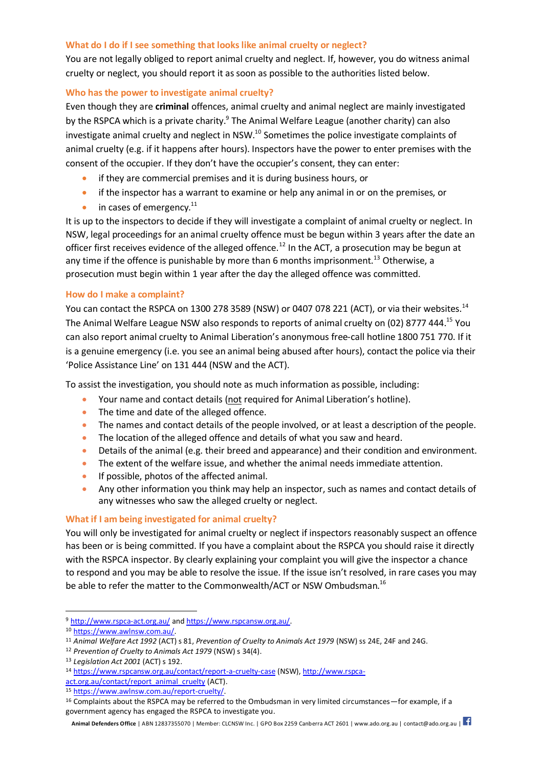### What do I do if I see something that looks like animal cruelty or neglect?

You are not legally obliged to report animal cruelty and neglect. If, however, you do witness animal cruelty or neglect, you should report it as soon as possible to the authorities listed below.

### Who has the power to investigate animal cruelty?

Even though they are **criminal** offences, animal cruelty and animal neglect are mainly investigated by the RSPCA which is a private charity.[9] The Animal Welfare League (another charity) can also investigate animal cruelty and neglect in NSW.[10] Sometimes the police investigate complaints of animal cruelty (e.g. if it happens after hours). Inspectors have the power to enter premises with the consent of the occupier. If they don't have the occupier's consent, they can enter:

- if they are commercial premises and it is during business hours, or
- if the inspector has a warrant to examine or help any animal in or on the premises, or
- in cases of emergency.[11]

It is up to the inspectors to decide if they will investigate a complaint of animal cruelty or neglect. In NSW, legal proceedings for an animal cruelty offence must be begun within 3 years after the date an officer first receives evidence of the alleged offence.[12] In the ACT, a prosecution may be begun at any time if the offence is punishable by more than 6 months imprisonment.[13] Otherwise, a prosecution must begin within 1 year after the day the alleged offence was committed.

### How do I make a complaint?

You can contact the RSPCA on 1300 278 3589 (NSW) or 0407 078 221 (ACT), or via their websites.[14] The Animal Welfare League NSW also responds to reports of animal cruelty on (02) 8777 444.[15] You can also report animal cruelty to Animal Liberation's anonymous free-call hotline 1800 751 770. If it is a genuine emergency (i.e. you see an animal being abused after hours), contact the police via their 'Police Assistance Line' on 131 444 (NSW and the ACT).

To assist the investigation, you should note as much information as possible, including:

- Your name and contact details (not required for Animal Liberation's hotline).
- The time and date of the alleged offence.
- The names and contact details of the people involved, or at least a description of the people.
- The location of the alleged offence and details of what you saw and heard.
- Details of the animal (e.g. their breed and appearance) and their condition and environment.
- The extent of the welfare issue, and whether the animal needs immediate attention.
- If possible, photos of the affected animal.
- Any other information you think may help an inspector, such as names and contact details of any witnesses who saw the alleged cruelty or neglect.

### What if I am being investigated for animal cruelty?

You will only be investigated for animal cruelty or neglect if inspectors reasonably suspect an offence has been or is being committed. If you have a complaint about the RSPCA you should raise it directly with the RSPCA inspector. By clearly explaining your complaint you will give the inspector a chance to respond and you may be able to resolve the issue. If the issue isn't resolved, in rare cases you may be able to refer the matter to the Commonwealth/ACT or NSW Ombudsman.[16]

---

[9] http://www.rspca-act.org.au/ and https://www.rspcansw.org.au/.

[10] https://www.awlnsw.com.au/.

[11] *Animal Welfare Act 1992* (ACT) s 81, *Prevention of Cruelty to Animals Act 1979* (NSW) ss 24E, 24F and 24G.

[12] *Prevention of Cruelty to Animals Act 1979* (NSW) s 34(4).

[13] *Legislation Act 2001* (ACT) s 192.

[14] https://www.rspcansw.org.au/contact/report-a-cruelty-case (NSW), http://www.rspca-act.org.au/contact/report_animal_cruelty (ACT).

[15] https://www.awlnsw.com.au/report-cruelty/.

[16] Complaints about the RSPCA may be referred to the Ombudsman in very limited circumstances—for example, if a government agency has engaged the RSPCA to investigate you.